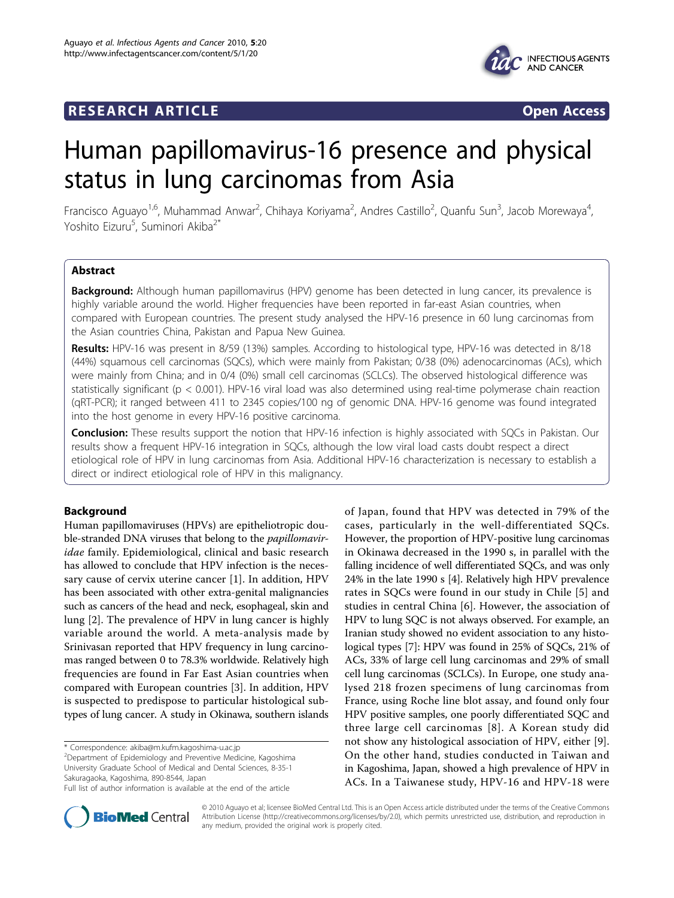# Human papillomavirus-16 presence and physical status in lung carcinomas from Asia

Francisco Aguayo[1,6], Muhammad Anwar[2], Chihaya Koriyama[2], Andres Castillo[2], Quanfu Sun[3], Jacob Morewaya[4], Yoshito Eizuru[5], Suminori Akiba[2*]

## Abstract

**Background:** Although human papillomavirus (HPV) genome has been detected in lung cancer, its prevalence is highly variable around the world. Higher frequencies have been reported in far-east Asian countries, when compared with European countries. The present study analysed the HPV-16 presence in 60 lung carcinomas from the Asian countries China, Pakistan and Papua New Guinea.

**Results:** HPV-16 was present in 8/59 (13%) samples. According to histological type, HPV-16 was detected in 8/18 (44%) squamous cell carcinomas (SQCs), which were mainly from Pakistan; 0/38 (0%) adenocarcinomas (ACs), which were mainly from China; and in 0/4 (0%) small cell carcinomas (SCLCs). The observed histological difference was statistically significant ($p < 0.001$). HPV-16 viral load was also determined using real-time polymerase chain reaction (qRT-PCR); it ranged between 411 to 2345 copies/100 ng of genomic DNA. HPV-16 genome was found integrated into the host genome in every HPV-16 positive carcinoma.

**Conclusion:** These results support the notion that HPV-16 infection is highly associated with SQCs in Pakistan. Our results show a frequent HPV-16 integration in SQCs, although the low viral load casts doubt respect a direct etiological role of HPV in lung carcinomas from Asia. Additional HPV-16 characterization is necessary to establish a direct or indirect etiological role of HPV in this malignancy.

## Background

Human papillomaviruses (HPVs) are epitheliotropic double-stranded DNA viruses that belong to the *papillomaviridae* family. Epidemiological, clinical and basic research has allowed to conclude that HPV infection is the necessary cause of cervix uterine cancer [1]. In addition, HPV has been associated with other extra-genital malignancies such as cancers of the head and neck, esophageal, skin and lung [2]. The prevalence of HPV in lung cancer is highly variable around the world. A meta-analysis made by Srinivasan reported that HPV frequency in lung carcinomas ranged between 0 to 78.3% worldwide. Relatively high frequencies are found in Far East Asian countries when compared with European countries [3]. In addition, HPV is suspected to predispose to particular histological subtypes of lung cancer. A study in Okinawa, southern islands of Japan, found that HPV was detected in 79% of the cases, particularly in the well-differentiated SQCs. However, the proportion of HPV-positive lung carcinomas in Okinawa decreased in the 1990 s, in parallel with the falling incidence of well differentiated SQCs, and was only 24% in the late 1990 s [4]. Relatively high HPV prevalence rates in SQCs were found in our study in Chile [5] and studies in central China [6]. However, the association of HPV to lung SQC is not always observed. For example, an Iranian study showed no evident association to any histological types [7]: HPV was found in 25% of SQCs, 21% of ACs, 33% of large cell lung carcinomas and 29% of small cell lung carcinomas (SCLCs). In Europe, one study analysed 218 frozen specimens of lung carcinomas from France, using Roche line blot assay, and found only four HPV positive samples, one poorly differentiated SQC and three large cell carcinomas [8]. A Korean study did not show any histological association of HPV, either [9]. On the other hand, studies conducted in Taiwan and in Kagoshima, Japan, showed a high prevalence of HPV in ACs. In a Taiwanese study, HPV-16 and HPV-18 were

\* Correspondence: akiba@m.kufm.kagoshima-u.ac.jp
[2]Department of Epidemiology and Preventive Medicine, Kagoshima University Graduate School of Medical and Dental Sciences, 8-35-1 Sakuragaoka, Kagoshima, 890-8544, Japan
Full list of author information is available at the end of the article

© 2010 Aguayo et al; licensee BioMed Central Ltd. This is an Open Access article distributed under the terms of the Creative Commons Attribution License (http://creativecommons.org/licenses/by/2.0), which permits unrestricted use, distribution, and reproduction in any medium, provided the original work is properly cited.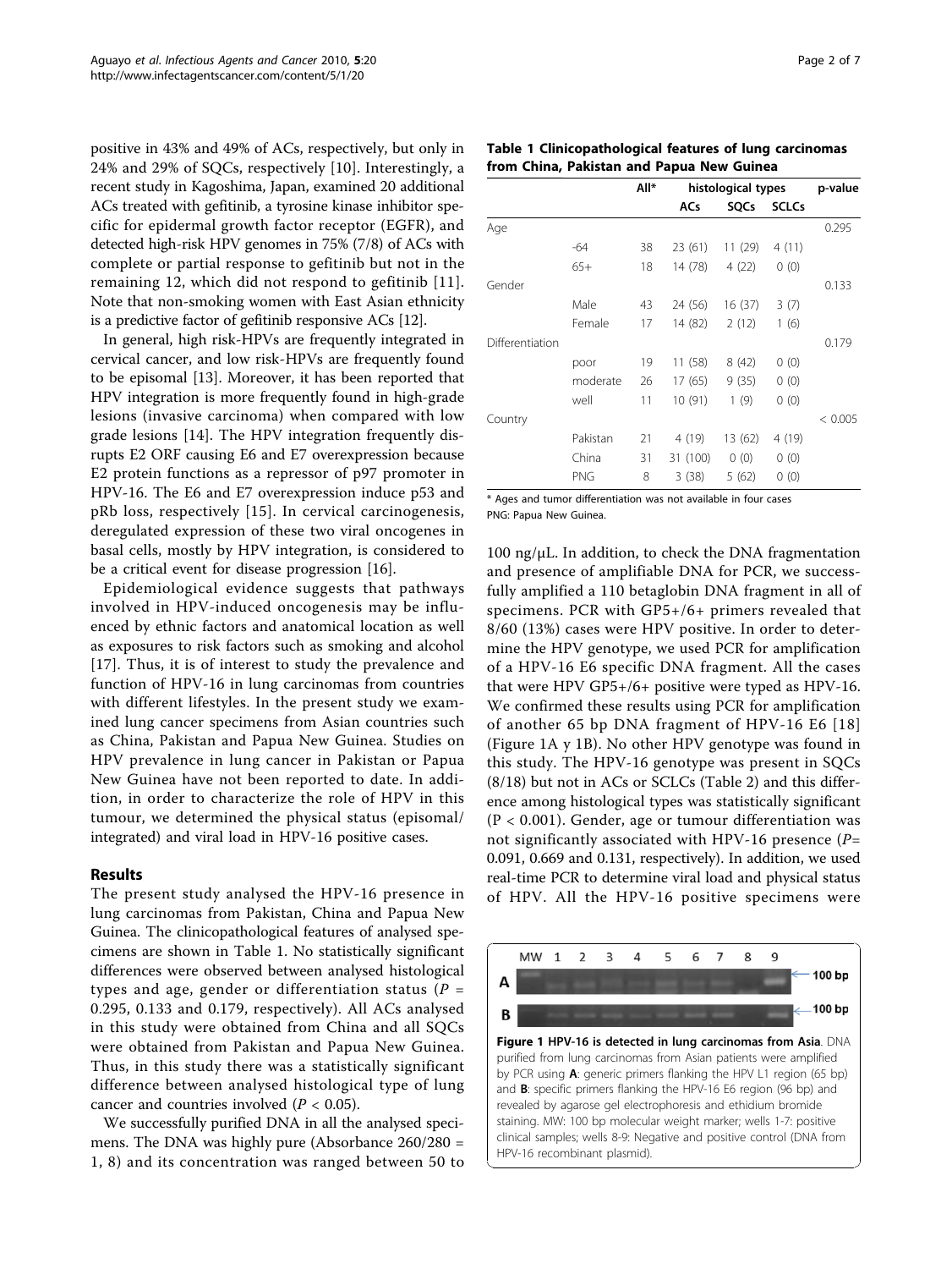positive in 43% and 49% of ACs, respectively, but only in 24% and 29% of SQCs, respectively [10]. Interestingly, a recent study in Kagoshima, Japan, examined 20 additional ACs treated with gefitinib, a tyrosine kinase inhibitor specific for epidermal growth factor receptor (EGFR), and detected high-risk HPV genomes in 75% (7/8) of ACs with complete or partial response to gefitinib but not in the remaining 12, which did not respond to gefitinib [11]. Note that non-smoking women with East Asian ethnicity is a predictive factor of gefitinib responsive ACs [12].

In general, high risk-HPVs are frequently integrated in cervical cancer, and low risk-HPVs are frequently found to be episomal [13]. Moreover, it has been reported that HPV integration is more frequently found in high-grade lesions (invasive carcinoma) when compared with low grade lesions [14]. The HPV integration frequently disrupts E2 ORF causing E6 and E7 overexpression because E2 protein functions as a repressor of p97 promoter in HPV-16. The E6 and E7 overexpression induce p53 and pRb loss, respectively [15]. In cervical carcinogenesis, deregulated expression of these two viral oncogenes in basal cells, mostly by HPV integration, is considered to be a critical event for disease progression [16].

Epidemiological evidence suggests that pathways involved in HPV-induced oncogenesis may be influenced by ethnic factors and anatomical location as well as exposures to risk factors such as smoking and alcohol [17]. Thus, it is of interest to study the prevalence and function of HPV-16 in lung carcinomas from countries with different lifestyles. In the present study we examined lung cancer specimens from Asian countries such as China, Pakistan and Papua New Guinea. Studies on HPV prevalence in lung cancer in Pakistan or Papua New Guinea have not been reported to date. In addition, in order to characterize the role of HPV in this tumour, we determined the physical status (episomal/integrated) and viral load in HPV-16 positive cases.

## Results

The present study analysed the HPV-16 presence in lung carcinomas from Pakistan, China and Papua New Guinea. The clinicopathological features of analysed specimens are shown in Table 1. No statistically significant differences were observed between analysed histological types and age, gender or differentiation status ($P$ = 0.295, 0.133 and 0.179, respectively). All ACs analysed in this study were obtained from China and all SQCs were obtained from Pakistan and Papua New Guinea. Thus, in this study there was a statistically significant difference between analysed histological type of lung cancer and countries involved ($P < 0.05$).

We successfully purified DNA in all the analysed specimens. The DNA was highly pure (Absorbance 260/280 = 1, 8) and its concentration was ranged between 50 to 100 ng/μL. In addition, to check the DNA fragmentation and presence of amplifiable DNA for PCR, we successfully amplified a 110 betaglobin DNA fragment in all of specimens. PCR with GP5+/6+ primers revealed that 8/60 (13%) cases were HPV positive. In order to determine the HPV genotype, we used PCR for amplification of a HPV-16 E6 specific DNA fragment. All the cases that were HPV GP5+/6+ positive were typed as HPV-16. We confirmed these results using PCR for amplification of another 65 bp DNA fragment of HPV-16 E6 [18] (Figure 1A y 1B). No other HPV genotype was found in this study. The HPV-16 genotype was present in SQCs (8/18) but not in ACs or SCLCs (Table 2) and this difference among histological types was statistically significant ($P < 0.001$). Gender, age or tumour differentiation was not significantly associated with HPV-16 presence ($P$= 0.091, 0.669 and 0.131, respectively). In addition, we used real-time PCR to determine viral load and physical status of HPV. All the HPV-16 positive specimens were

**Table 1 Clinicopathological features of lung carcinomas from China, Pakistan and Papua New Guinea**

| | | All* | histological types | | | p-value |
|---|---|---|---|---|---|---|
| | | | ACs | SQCs | SCLCs | |
| Age | | | | | | 0.295 |
| | -64 | 38 | 23 (61) | 11 (29) | 4 (11) | |
| | 65+ | 18 | 14 (78) | 4 (22) | 0 (0) | |
| Gender | | | | | | 0.133 |
| | Male | 43 | 24 (56) | 16 (37) | 3 (7) | |
| | Female | 17 | 14 (82) | 2 (12) | 1 (6) | |
| Differentiation | | | | | | 0.179 |
| | poor | 19 | 11 (58) | 8 (42) | 0 (0) | |
| | moderate | 26 | 17 (65) | 9 (35) | 0 (0) | |
| | well | 11 | 10 (91) | 1 (9) | 0 (0) | |
| Country | | | | | | < 0.005 |
| | Pakistan | 21 | 4 (19) | 13 (62) | 4 (19) | |
| | China | 31 | 31 (100) | 0 (0) | 0 (0) | |
| | PNG | 8 | 3 (38) | 5 (62) | 0 (0) | |

\* Ages and tumor differentiation was not available in four cases
PNG: Papua New Guinea.

**Figure 1 HPV-16 is detected in lung carcinomas from Asia**. DNA purified from lung carcinomas from Asian patients were amplified by PCR using **A**: generic primers flanking the HPV L1 region (65 bp) and **B**: specific primers flanking the HPV-16 E6 region (96 bp) and revealed by agarose gel electrophoresis and ethidium bromide staining. MW: 100 bp molecular weight marker; wells 1-7: positive clinical samples; wells 8-9: Negative and positive control (DNA from HPV-16 recombinant plasmid).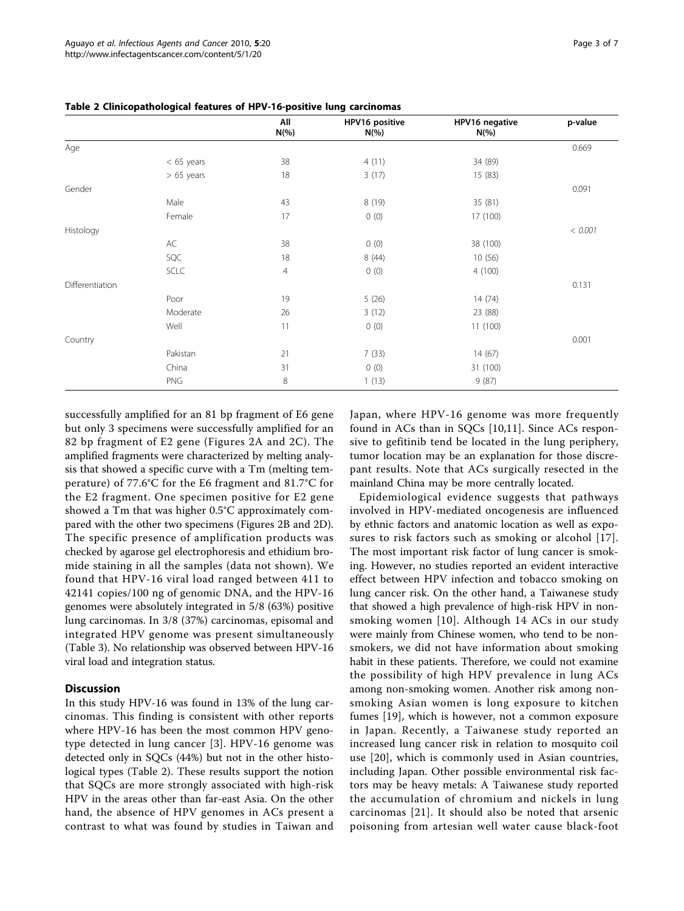**Table 2 Clinicopathological features of HPV-16-positive lung carcinomas**

| | | All N(%) | HPV16 positive N(%) | HPV16 negative N(%) | p-value |
|---|---|---|---|---|---|
| Age | | | | | 0.669 |
| | < 65 years | 38 | 4 (11) | 34 (89) | |
| | > 65 years | 18 | 3 (17) | 15 (83) | |
| Gender | | | | | 0.091 |
| | Male | 43 | 8 (19) | 35 (81) | |
| | Female | 17 | 0 (0) | 17 (100) | |
| Histology | | | | | *< 0.001* |
| | AC | 38 | 0 (0) | 38 (100) | |
| | SQC | 18 | 8 (44) | 10 (56) | |
| | SCLC | 4 | 0 (0) | 4 (100) | |
| Differentiation | | | | | 0.131 |
| | Poor | 19 | 5 (26) | 14 (74) | |
| | Moderate | 26 | 3 (12) | 23 (88) | |
| | Well | 11 | 0 (0) | 11 (100) | |
| Country | | | | | 0.001 |
| | Pakistan | 21 | 7 (33) | 14 (67) | |
| | China | 31 | 0 (0) | 31 (100) | |
| | PNG | 8 | 1 (13) | 9 (87) | |

successfully amplified for an 81 bp fragment of E6 gene but only 3 specimens were successfully amplified for an 82 bp fragment of E2 gene (Figures 2A and 2C). The amplified fragments were characterized by melting analysis that showed a specific curve with a Tm (melting temperature) of 77.6°C for the E6 fragment and 81.7°C for the E2 fragment. One specimen positive for E2 gene showed a Tm that was higher 0.5°C approximately compared with the other two specimens (Figures 2B and 2D). The specific presence of amplification products was checked by agarose gel electrophoresis and ethidium bromide staining in all the samples (data not shown). We found that HPV-16 viral load ranged between 411 to 42141 copies/100 ng of genomic DNA, and the HPV-16 genomes were absolutely integrated in 5/8 (63%) positive lung carcinomas. In 3/8 (37%) carcinomas, episomal and integrated HPV genome was present simultaneously (Table 3). No relationship was observed between HPV-16 viral load and integration status.

## Discussion

In this study HPV-16 was found in 13% of the lung carcinomas. This finding is consistent with other reports where HPV-16 has been the most common HPV genotype detected in lung cancer [3]. HPV-16 genome was detected only in SQCs (44%) but not in the other histological types (Table 2). These results support the notion that SQCs are more strongly associated with high-risk HPV in the areas other than far-east Asia. On the other hand, the absence of HPV genomes in ACs present a contrast to what was found by studies in Taiwan and Japan, where HPV-16 genome was more frequently found in ACs than in SQCs [10,11]. Since ACs responsive to gefitinib tend be located in the lung periphery, tumor location may be an explanation for those discrepant results. Note that ACs surgically resected in the mainland China may be more centrally located.

Epidemiological evidence suggests that pathways involved in HPV-mediated oncogenesis are influenced by ethnic factors and anatomic location as well as exposures to risk factors such as smoking or alcohol [17]. The most important risk factor of lung cancer is smoking. However, no studies reported an evident interactive effect between HPV infection and tobacco smoking on lung cancer risk. On the other hand, a Taiwanese study that showed a high prevalence of high-risk HPV in nonsmoking women [10]. Although 14 ACs in our study were mainly from Chinese women, who tend to be nonsmokers, we did not have information about smoking habit in these patients. Therefore, we could not examine the possibility of high HPV prevalence in lung ACs among non-smoking women. Another risk among nonsmoking Asian women is long exposure to kitchen fumes [19], which is however, not a common exposure in Japan. Recently, a Taiwanese study reported an increased lung cancer risk in relation to mosquito coil use [20], which is commonly used in Asian countries, including Japan. Other possible environmental risk factors may be heavy metals: A Taiwanese study reported the accumulation of chromium and nickels in lung carcinomas [21]. It should also be noted that arsenic poisoning from artesian well water cause black-foot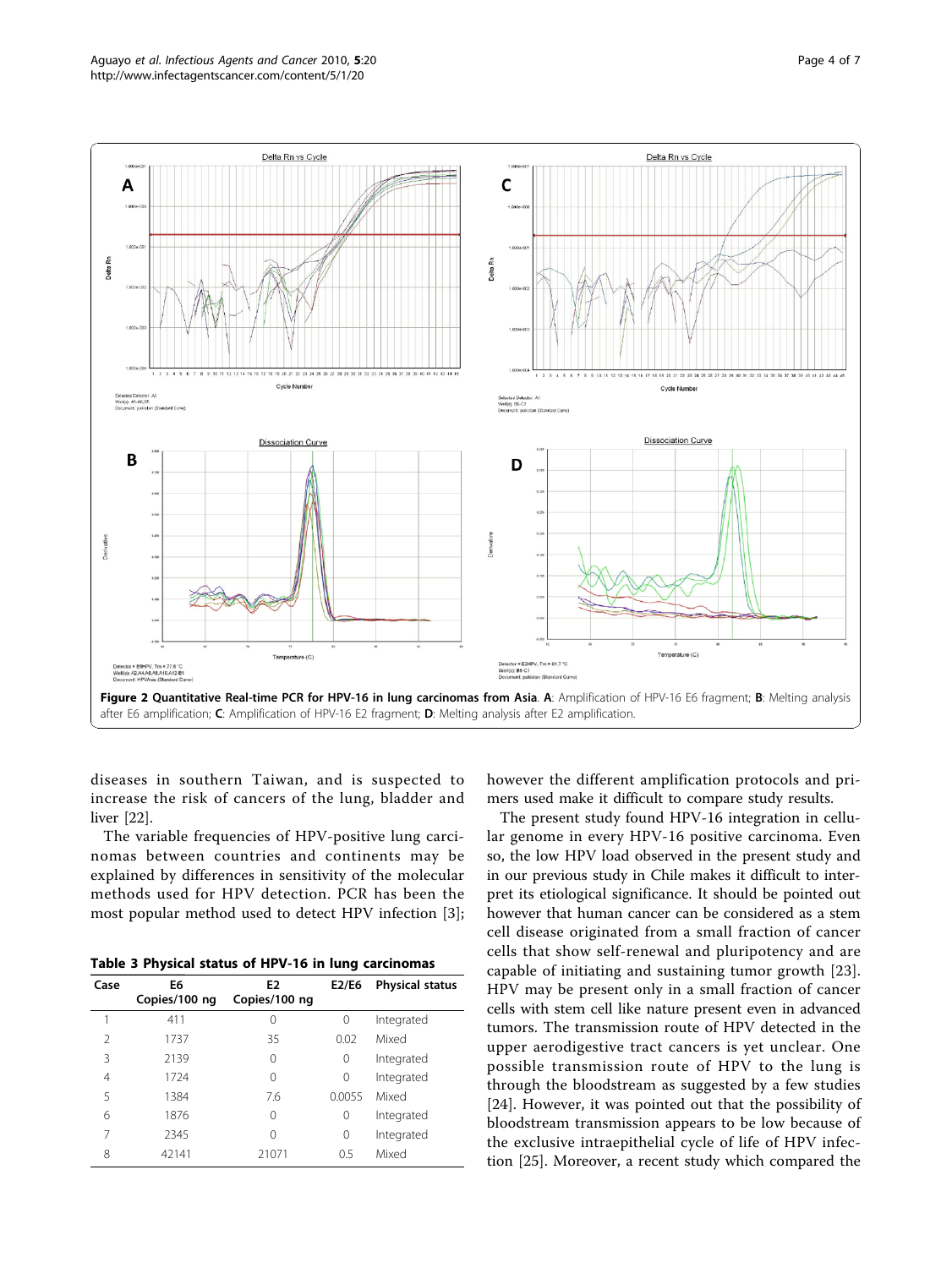**Figure 2 Quantitative Real-time PCR for HPV-16 in lung carcinomas from Asia**. **A**: Amplification of HPV-16 E6 fragment; **B**: Melting analysis after E6 amplification; **C**: Amplification of HPV-16 E2 fragment; **D**: Melting analysis after E2 amplification.

diseases in southern Taiwan, and is suspected to increase the risk of cancers of the lung, bladder and liver [22].

The variable frequencies of HPV-positive lung carcinomas between countries and continents may be explained by differences in sensitivity of the molecular methods used for HPV detection. PCR has been the most popular method used to detect HPV infection [3]; however the different amplification protocols and primers used make it difficult to compare study results.

**Table 3 Physical status of HPV-16 in lung carcinomas**

| Case | E6 Copies/100 ng | E2 Copies/100 ng | E2/E6 | Physical status |
|---|---|---|---|---|
| 1 | 411 | 0 | 0 | Integrated |
| 2 | 1737 | 35 | 0.02 | Mixed |
| 3 | 2139 | 0 | 0 | Integrated |
| 4 | 1724 | 0 | 0 | Integrated |
| 5 | 1384 | 7.6 | 0.0055 | Mixed |
| 6 | 1876 | 0 | 0 | Integrated |
| 7 | 2345 | 0 | 0 | Integrated |
| 8 | 42141 | 21071 | 0.5 | Mixed |

The present study found HPV-16 integration in cellular genome in every HPV-16 positive carcinoma. Even so, the low HPV load observed in the present study and in our previous study in Chile makes it difficult to interpret its etiological significance. It should be pointed out however that human cancer can be considered as a stem cell disease originated from a small fraction of cancer cells that show self-renewal and pluripotency and are capable of initiating and sustaining tumor growth [23]. HPV may be present only in a small fraction of cancer cells with stem cell like nature present even in advanced tumors. The transmission route of HPV detected in the upper aerodigestive tract cancers is yet unclear. One possible transmission route of HPV to the lung is through the bloodstream as suggested by a few studies [24]. However, it was pointed out that the possibility of bloodstream transmission appears to be low because of the exclusive intraepithelial cycle of life of HPV infection [25]. Moreover, a recent study which compared the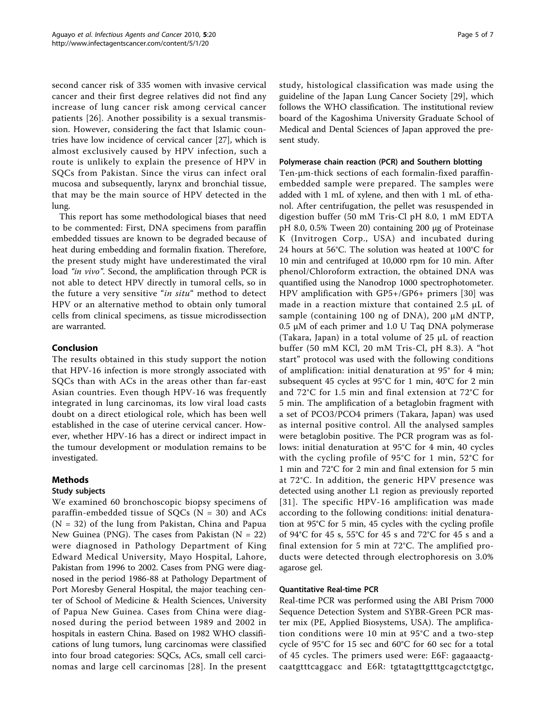second cancer risk of 335 women with invasive cervical cancer and their first degree relatives did not find any increase of lung cancer risk among cervical cancer patients [26]. Another possibility is a sexual transmission. However, considering the fact that Islamic countries have low incidence of cervical cancer [27], which is almost exclusively caused by HPV infection, such a route is unlikely to explain the presence of HPV in SQCs from Pakistan. Since the virus can infect oral mucosa and subsequently, larynx and bronchial tissue, that may be the main source of HPV detected in the lung.

This report has some methodological biases that need to be commented: First, DNA specimens from paraffin embedded tissues are known to be degraded because of heat during embedding and formalin fixation. Therefore, the present study might have underestimated the viral load *"in vivo"*. Second, the amplification through PCR is not able to detect HPV directly in tumoral cells, so in the future a very sensitive "*in situ*" method to detect HPV or an alternative method to obtain only tumoral cells from clinical specimens, as tissue microdissection are warranted.

## Conclusion

The results obtained in this study support the notion that HPV-16 infection is more strongly associated with SQCs than with ACs in the areas other than far-east Asian countries. Even though HPV-16 was frequently integrated in lung carcinomas, its low viral load casts doubt on a direct etiological role, which has been well established in the case of uterine cervical cancer. However, whether HPV-16 has a direct or indirect impact in the tumour development or modulation remains to be investigated.

## Methods

### Study subjects

We examined 60 bronchoscopic biopsy specimens of paraffin-embedded tissue of SQCs (N = 30) and ACs (N = 32) of the lung from Pakistan, China and Papua New Guinea (PNG). The cases from Pakistan (N = 22) were diagnosed in Pathology Department of King Edward Medical University, Mayo Hospital, Lahore, Pakistan from 1996 to 2002. Cases from PNG were diagnosed in the period 1986-88 at Pathology Department of Port Moresby General Hospital, the major teaching center of School of Medicine & Health Sciences, University of Papua New Guinea. Cases from China were diagnosed during the period between 1989 and 2002 in hospitals in eastern China. Based on 1982 WHO classifications of lung tumors, lung carcinomas were classified into four broad categories: SQCs, ACs, small cell carcinomas and large cell carcinomas [28]. In the present study, histological classification was made using the guideline of the Japan Lung Cancer Society [29], which follows the WHO classification. The institutional review board of the Kagoshima University Graduate School of Medical and Dental Sciences of Japan approved the present study.

### Polymerase chain reaction (PCR) and Southern blotting

Ten-μm-thick sections of each formalin-fixed paraffin-embedded sample were prepared. The samples were added with 1 mL of xylene, and then with 1 mL of ethanol. After centrifugation, the pellet was resuspended in digestion buffer (50 mM Tris-Cl pH 8.0, 1 mM EDTA pH 8.0, 0.5% Tween 20) containing 200 μg of Proteinase K (Invitrogen Corp., USA) and incubated during 24 hours at 56°C. The solution was heated at 100°C for 10 min and centrifuged at 10,000 rpm for 10 min. After phenol/Chloroform extraction, the obtained DNA was quantified using the Nanodrop 1000 spectrophotometer. HPV amplification with GP5+/GP6+ primers [30] was made in a reaction mixture that contained 2.5 μL of sample (containing 100 ng of DNA), 200 μM dNTP, 0.5 μM of each primer and 1.0 U Taq DNA polymerase (Takara, Japan) in a total volume of 25 μL of reaction buffer (50 mM KCl, 20 mM Tris-Cl, pH 8.3). A "hot start" protocol was used with the following conditions of amplification: initial denaturation at 95° for 4 min; subsequent 45 cycles at 95°C for 1 min, 40°C for 2 min and 72°C for 1.5 min and final extension at 72°C for 5 min. The amplification of a betaglobin fragment with a set of PCO3/PCO4 primers (Takara, Japan) was used as internal positive control. All the analysed samples were betaglobin positive. The PCR program was as follows: initial denaturation at 95°C for 4 min, 40 cycles with the cycling profile of 95°C for 1 min, 52°C for 1 min and 72°C for 2 min and final extension for 5 min at 72°C. In addition, the generic HPV presence was detected using another L1 region as previously reported [31]. The specific HPV-16 amplification was made according to the following conditions: initial denaturation at 95°C for 5 min, 45 cycles with the cycling profile of 94°C for 45 s, 55°C for 45 s and 72°C for 45 s and a final extension for 5 min at 72°C. The amplified products were detected through electrophoresis on 3.0% agarose gel.

### Quantitative Real-time PCR

Real-time PCR was performed using the ABI Prism 7000 Sequence Detection System and SYBR-Green PCR master mix (PE, Applied Biosystems, USA). The amplification conditions were 10 min at 95°C and a two-step cycle of 95°C for 15 sec and 60°C for 60 sec for a total of 45 cycles. The primers used were: E6F: gagaaactgcaatgtttcaggacc and E6R: tgtatagttgtttgcagctctgtgc,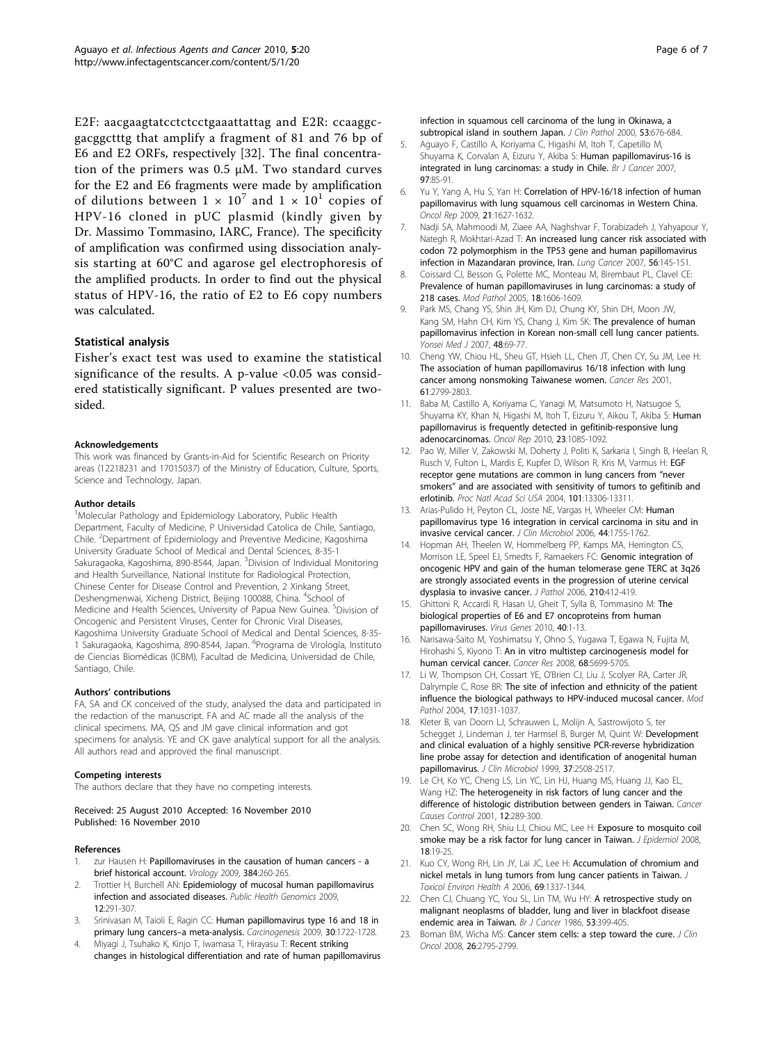E2F: aacgaagtatcctctcctgaaattattag and E2R: ccaaggcgacggctttg that amplify a fragment of 81 and 76 bp of E6 and E2 ORFs, respectively [32]. The final concentration of the primers was 0.5 μM. Two standard curves for the E2 and E6 fragments were made by amplification of dilutions between $1 \times 10^7$ and $1 \times 10^1$ copies of HPV-16 cloned in pUC plasmid (kindly given by Dr. Massimo Tommasino, IARC, France). The specificity of amplification was confirmed using dissociation analysis starting at 60°C and agarose gel electrophoresis of the amplified products. In order to find out the physical status of HPV-16, the ratio of E2 to E6 copy numbers was calculated.

### Statistical analysis

Fisher's exact test was used to examine the statistical significance of the results. A p-value <0.05 was considered statistically significant. P values presented are two-sided.

#### Acknowledgements

This work was financed by Grants-in-Aid for Scientific Research on Priority areas (12218231 and 17015037) of the Ministry of Education, Culture, Sports, Science and Technology, Japan.

#### Author details

[1]Molecular Pathology and Epidemiology Laboratory, Public Health Department, Faculty of Medicine, P Universidad Catolica de Chile, Santiago, Chile. [2]Department of Epidemiology and Preventive Medicine, Kagoshima University Graduate School of Medical and Dental Sciences, 8-35-1 Sakuragaoka, Kagoshima, 890-8544, Japan. [3]Division of Individual Monitoring and Health Surveillance, National Institute for Radiological Protection, Chinese Center for Disease Control and Prevention, 2 Xinkang Street, Deshengmenwai, Xicheng District, Beijing 100088, China. [4]School of Medicine and Health Sciences, University of Papua New Guinea. [5]Division of Oncogenic and Persistent Viruses, Center for Chronic Viral Diseases, Kagoshima University Graduate School of Medical and Dental Sciences, 8-35-1 Sakuragaoka, Kagoshima, 890-8544, Japan. [6]Programa de Virología, Instituto de Ciencias Biomédicas (ICBM), Facultad de Medicina, Universidad de Chile, Santiago, Chile.

#### Authors' contributions

FA, SA and CK conceived of the study, analysed the data and participated in the redaction of the manuscript. FA and AC made all the analysis of the clinical specimens. MA, QS and JM gave clinical information and got specimens for analysis. YE and CK gave analytical support for all the analysis. All authors read and approved the final manuscript.

#### Competing interests

The authors declare that they have no competing interests.

Received: 25 August 2010 Accepted: 16 November 2010
Published: 16 November 2010

#### References

1. zur Hausen H: **Papillomaviruses in the causation of human cancers - a brief historical account.** *Virology* 2009, **384**:260-265.
2. Trottier H, Burchell AN: **Epidemiology of mucosal human papillomavirus infection and associated diseases.** *Public Health Genomics* 2009, **12**:291-307.
3. Srinivasan M, Taioli E, Ragin CC: **Human papillomavirus type 16 and 18 in primary lung cancers–a meta-analysis.** *Carcinogenesis* 2009, **30**:1722-1728.
4. Miyagi J, Tsuhako K, Kinjo T, Iwamasa T, Hirayasu T: **Recent striking changes in histological differentiation and rate of human papillomavirus infection in squamous cell carcinoma of the lung in Okinawa, a subtropical island in southern Japan.** *J Clin Pathol* 2000, **53**:676-684.
5. Aguayo F, Castillo A, Koriyama C, Higashi M, Itoh T, Capetillo M, Shuyama K, Corvalan A, Eizuru Y, Akiba S: **Human papillomavirus-16 is integrated in lung carcinomas: a study in Chile.** *Br J Cancer* 2007, **97**:85-91.
6. Yu Y, Yang A, Hu S, Yan H: **Correlation of HPV-16/18 infection of human papillomavirus with lung squamous cell carcinomas in Western China.** *Oncol Rep* 2009, **21**:1627-1632.
7. Nadji SA, Mahmoodi M, Ziaee AA, Naghshvar F, Torabizadeh J, Yahyapour Y, Nategh R, Mokhtari-Azad T: **An increased lung cancer risk associated with codon 72 polymorphism in the TP53 gene and human papillomavirus infection in Mazandaran province, Iran.** *Lung Cancer* 2007, **56**:145-151.
8. Coissard CJ, Besson G, Polette MC, Monteau M, Birembaut PL, Clavel CE: **Prevalence of human papillomaviruses in lung carcinomas: a study of 218 cases.** *Mod Pathol* 2005, **18**:1606-1609.
9. Park MS, Chang YS, Shin JH, Kim DJ, Chung KY, Shin DH, Moon JW, Kang SM, Hahn CH, Kim YS, Chang J, Kim SK: **The prevalence of human papillomavirus infection in Korean non-small cell lung cancer patients.** *Yonsei Med J* 2007, **48**:69-77.
10. Cheng YW, Chiou HL, Sheu GT, Hsieh LL, Chen JT, Chen CY, Su JM, Lee H: **The association of human papillomavirus 16/18 infection with lung cancer among nonsmoking Taiwanese women.** *Cancer Res* 2001, **61**:2799-2803.
11. Baba M, Castillo A, Koriyama C, Yanagi M, Matsumoto H, Natsugoe S, Shuyama KY, Khan N, Higashi M, Itoh T, Eizuru Y, Aikou T, Akiba S: **Human papillomavirus is frequently detected in gefitinib-responsive lung adenocarcinomas.** *Oncol Rep* 2010, **23**:1085-1092.
12. Pao W, Miller V, Zakowski M, Doherty J, Politi K, Sarkaria I, Singh B, Heelan R, Rusch V, Fulton L, Mardis E, Kupfer D, Wilson R, Kris M, Varmus H: **EGF receptor gene mutations are common in lung cancers from "never smokers" and are associated with sensitivity of tumors to gefitinib and erlotinib.** *Proc Natl Acad Sci USA* 2004, **101**:13306-13311.
13. Arias-Pulido H, Peyton CL, Joste NE, Vargas H, Wheeler CM: **Human papillomavirus type 16 integration in cervical carcinoma in situ and in invasive cervical cancer.** *J Clin Microbiol* 2006, **44**:1755-1762.
14. Hopman AH, Theelen W, Hommelberg PP, Kamps MA, Herrington CS, Morrison LE, Speel EJ, Smedts F, Ramaekers FC: **Genomic integration of oncogenic HPV and gain of the human telomerase gene TERC at 3q26 are strongly associated events in the progression of uterine cervical dysplasia to invasive cancer.** *J Pathol* 2006, **210**:412-419.
15. Ghittoni R, Accardi R, Hasan U, Gheit T, Sylla B, Tommasino M: **The biological properties of E6 and E7 oncoproteins from human papillomaviruses.** *Virus Genes* 2010, **40**:1-13.
16. Narisawa-Saito M, Yoshimatsu Y, Ohno S, Yugawa T, Egawa N, Fujita M, Hirohashi S, Kiyono T: **An in vitro multistep carcinogenesis model for human cervical cancer.** *Cancer Res* 2008, **68**:5699-5705.
17. Li W, Thompson CH, Cossart YE, O'Brien CJ, Liu J, Scolyer RA, Carter JR, Dalrymple C, Rose BR: **The site of infection and ethnicity of the patient influence the biological pathways to HPV-induced mucosal cancer.** *Mod Pathol* 2004, **17**:1031-1037.
18. Kleter B, van Doorn LJ, Schrauwen L, Molijn A, Sastrowijoto S, ter Schegget J, Lindeman J, ter Harmsel B, Burger M, Quint W: **Development and clinical evaluation of a highly sensitive PCR-reverse hybridization line probe assay for detection and identification of anogenital human papillomavirus.** *J Clin Microbiol* 1999, **37**:2508-2517.
19. Le CH, Ko YC, Cheng LS, Lin YC, Lin HJ, Huang MS, Huang JJ, Kao EL, Wang HZ: **The heterogeneity in risk factors of lung cancer and the difference of histologic distribution between genders in Taiwan.** *Cancer Causes Control* 2001, **12**:289-300.
20. Chen SC, Wong RH, Shiu LJ, Chiou MC, Lee H: **Exposure to mosquito coil smoke may be a risk factor for lung cancer in Taiwan.** *J Epidemiol* 2008, **18**:19-25.
21. Kuo CY, Wong RH, Lin JY, Lai JC, Lee H: **Accumulation of chromium and nickel metals in lung tumors from lung cancer patients in Taiwan.** *J Toxicol Environ Health A* 2006, **69**:1337-1344.
22. Chen CJ, Chuang YC, You SL, Lin TM, Wu HY: **A retrospective study on malignant neoplasms of bladder, lung and liver in blackfoot disease endemic area in Taiwan.** *Br J Cancer* 1986, **53**:399-405.
23. Boman BM, Wicha MS: **Cancer stem cells: a step toward the cure.** *J Clin Oncol* 2008, **26**:2795-2799.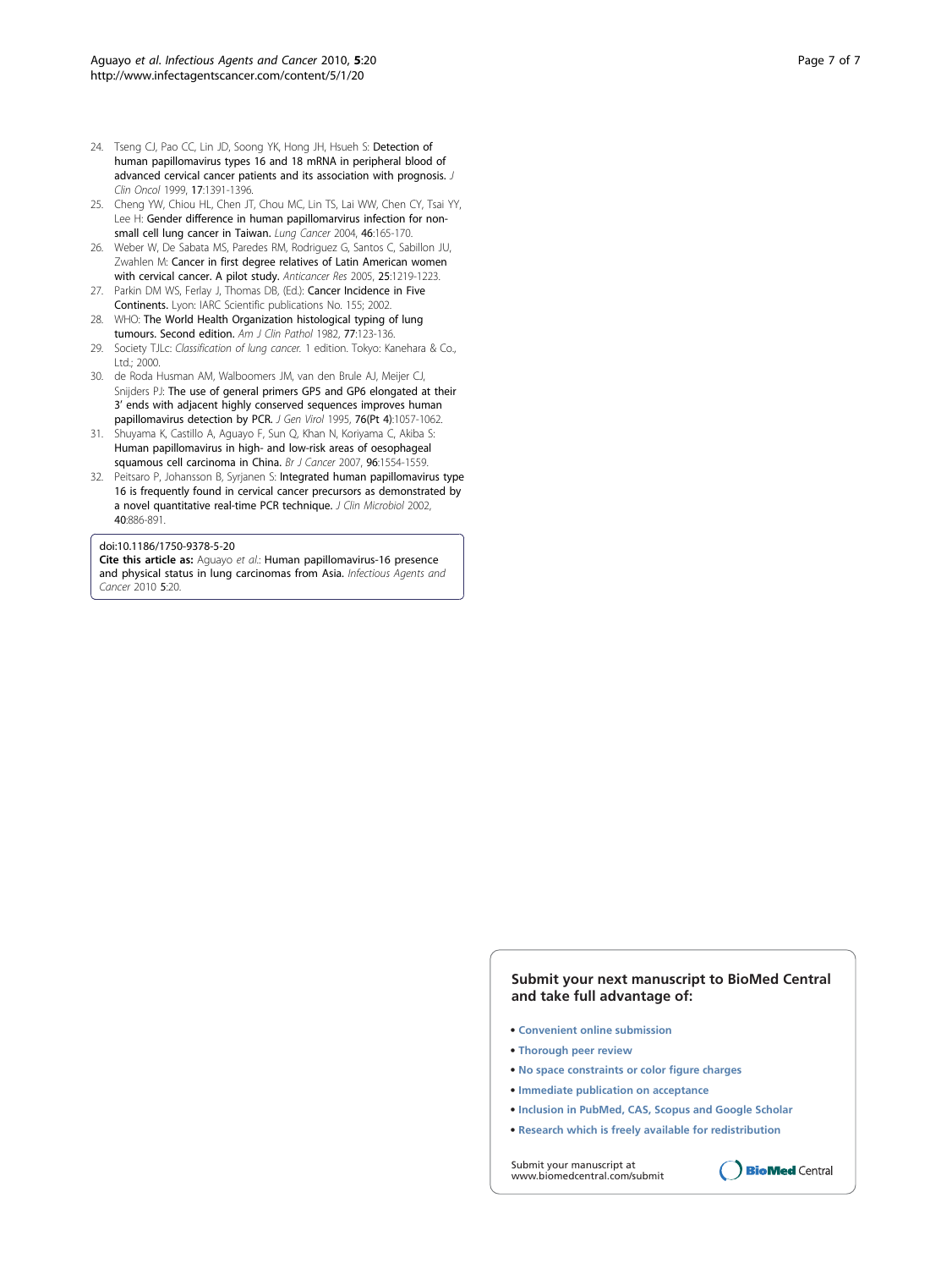24. Tseng CJ, Pao CC, Lin JD, Soong YK, Hong JH, Hsueh S: **Detection of human papillomavirus types 16 and 18 mRNA in peripheral blood of advanced cervical cancer patients and its association with prognosis.** *J Clin Oncol* 1999, **17**:1391-1396.
25. Cheng YW, Chiou HL, Chen JT, Chou MC, Lin TS, Lai WW, Chen CY, Tsai YY, Lee H: **Gender difference in human papillomarvirus infection for non-small cell lung cancer in Taiwan.** *Lung Cancer* 2004, **46**:165-170.
26. Weber W, De Sabata MS, Paredes RM, Rodriguez G, Santos C, Sabillon JU, Zwahlen M: **Cancer in first degree relatives of Latin American women with cervical cancer. A pilot study.** *Anticancer Res* 2005, **25**:1219-1223.
27. Parkin DM WS, Ferlay J, Thomas DB, (Ed.): **Cancer Incidence in Five Continents.** Lyon: IARC Scientific publications No. 155; 2002.
28. WHO: **The World Health Organization histological typing of lung tumours. Second edition.** *Am J Clin Pathol* 1982, **77**:123-136.
29. Society TJLc: *Classification of lung cancer.* 1 edition. Tokyo: Kanehara & Co., Ltd.; 2000.
30. de Roda Husman AM, Walboomers JM, van den Brule AJ, Meijer CJ, Snijders PJ: **The use of general primers GP5 and GP6 elongated at their 3' ends with adjacent highly conserved sequences improves human papillomavirus detection by PCR.** *J Gen Virol* 1995, **76(Pt 4)**:1057-1062.
31. Shuyama K, Castillo A, Aguayo F, Sun Q, Khan N, Koriyama C, Akiba S: **Human papillomavirus in high- and low-risk areas of oesophageal squamous cell carcinoma in China.** *Br J Cancer* 2007, **96**:1554-1559.
32. Peitsaro P, Johansson B, Syrjanen S: **Integrated human papillomavirus type 16 is frequently found in cervical cancer precursors as demonstrated by a novel quantitative real-time PCR technique.** *J Clin Microbiol* 2002, **40**:886-891.

doi:10.1186/1750-9378-5-20

**Cite this article as:** Aguayo *et al.*: Human papillomavirus-16 presence and physical status in lung carcinomas from Asia. *Infectious Agents and Cancer* 2010 **5**:20.

**Submit your next manuscript to BioMed Central and take full advantage of:**

- Convenient online submission
- Thorough peer review
- No space constraints or color figure charges
- Immediate publication on acceptance
- Inclusion in PubMed, CAS, Scopus and Google Scholar
- Research which is freely available for redistribution

Submit your manuscript at www.biomedcentral.com/submit

BioMed Central